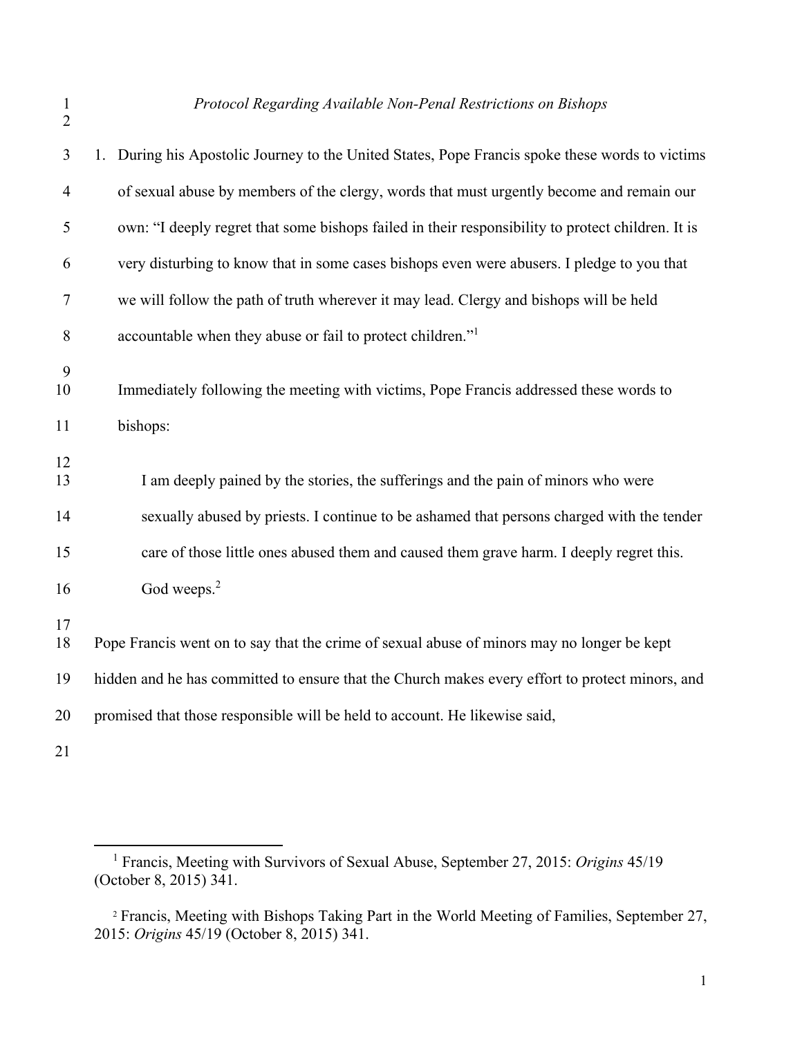*Protocol Regarding Available Non-Penal Restrictions on Bishops*

1. During his Apostolic Journey to the United States, Pope Francis spoke these words to victims of sexual abuse by members of the clergy, words that must urgently become and remain our own: "I deeply regret that some bishops failed in their responsibility to protect children. It is very disturbing to know that in some cases bishops even were abusers. I pledge to you that we will follow the path of truth wherever it may lead. Clergy and bishops will be held accountable when they abuse or fail to protect children."[1]

   Immediately following the meeting with victims, Pope Francis addressed these words to bishops:

   > I am deeply pained by the stories, the sufferings and the pain of minors who were sexually abused by priests. I continue to be ashamed that persons charged with the tender care of those little ones abused them and caused them grave harm. I deeply regret this. God weeps.[2]

Pope Francis went on to say that the crime of sexual abuse of minors may no longer be kept hidden and he has committed to ensure that the Church makes every effort to protect minors, and promised that those responsible will be held to account. He likewise said,

---

[1] Francis, Meeting with Survivors of Sexual Abuse, September 27, 2015: *Origins* 45/19 (October 8, 2015) 341.

[2] Francis, Meeting with Bishops Taking Part in the World Meeting of Families, September 27, 2015: *Origins* 45/19 (October 8, 2015) 341.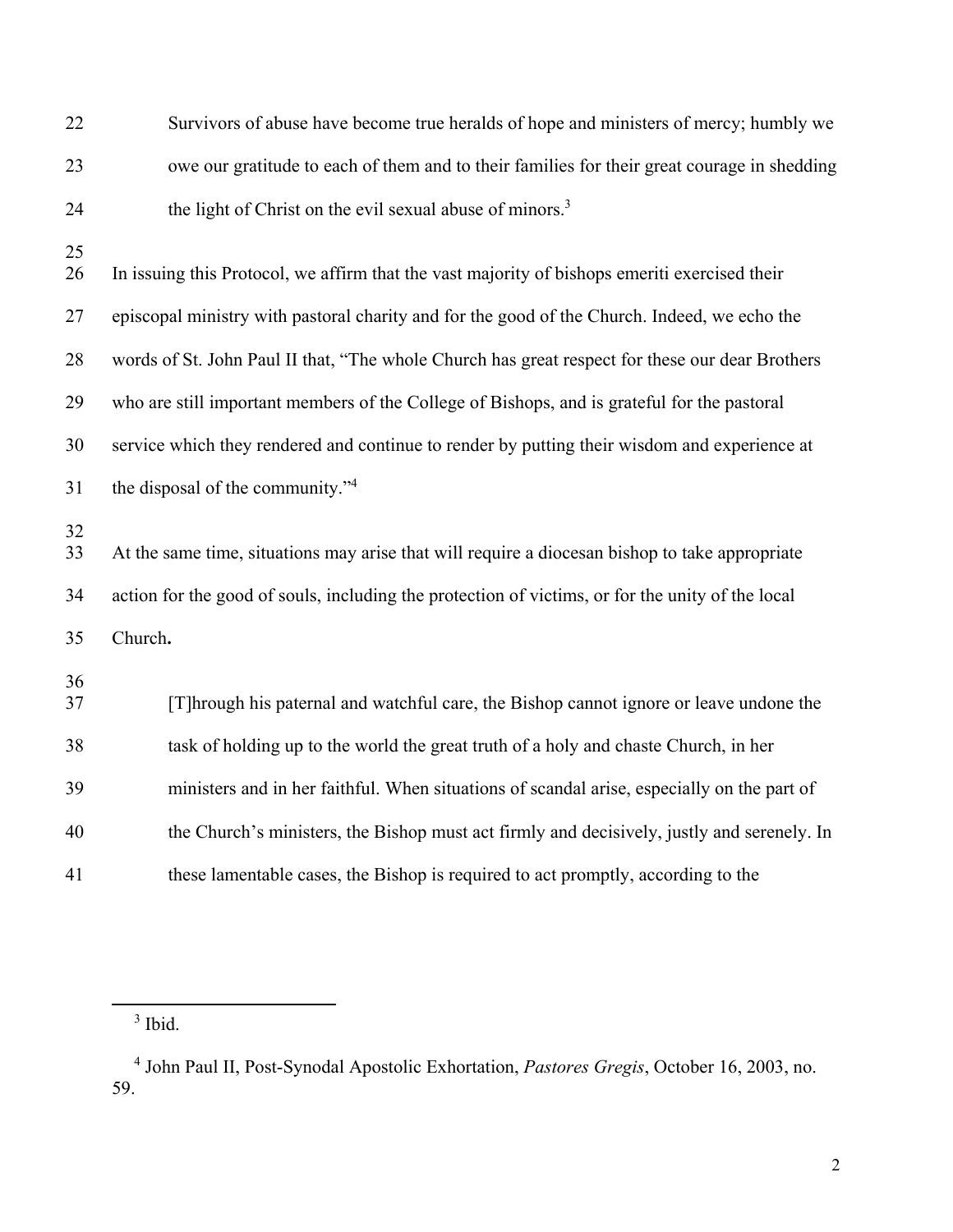> Survivors of abuse have become true heralds of hope and ministers of mercy; humbly we owe our gratitude to each of them and to their families for their great courage in shedding the light of Christ on the evil sexual abuse of minors.[3]

In issuing this Protocol, we affirm that the vast majority of bishops emeriti exercised their episcopal ministry with pastoral charity and for the good of the Church. Indeed, we echo the words of St. John Paul II that, "The whole Church has great respect for these our dear Brothers who are still important members of the College of Bishops, and is grateful for the pastoral service which they rendered and continue to render by putting their wisdom and experience at the disposal of the community."[4]

At the same time, situations may arise that will require a diocesan bishop to take appropriate action for the good of souls, including the protection of victims, or for the unity of the local Church**.**

> [T]hrough his paternal and watchful care, the Bishop cannot ignore or leave undone the task of holding up to the world the great truth of a holy and chaste Church, in her ministers and in her faithful. When situations of scandal arise, especially on the part of the Church's ministers, the Bishop must act firmly and decisively, justly and serenely. In these lamentable cases, the Bishop is required to act promptly, according to the

---

[3] Ibid.

[4] John Paul II, Post-Synodal Apostolic Exhortation, *Pastores Gregis*, October 16, 2003, no. 59.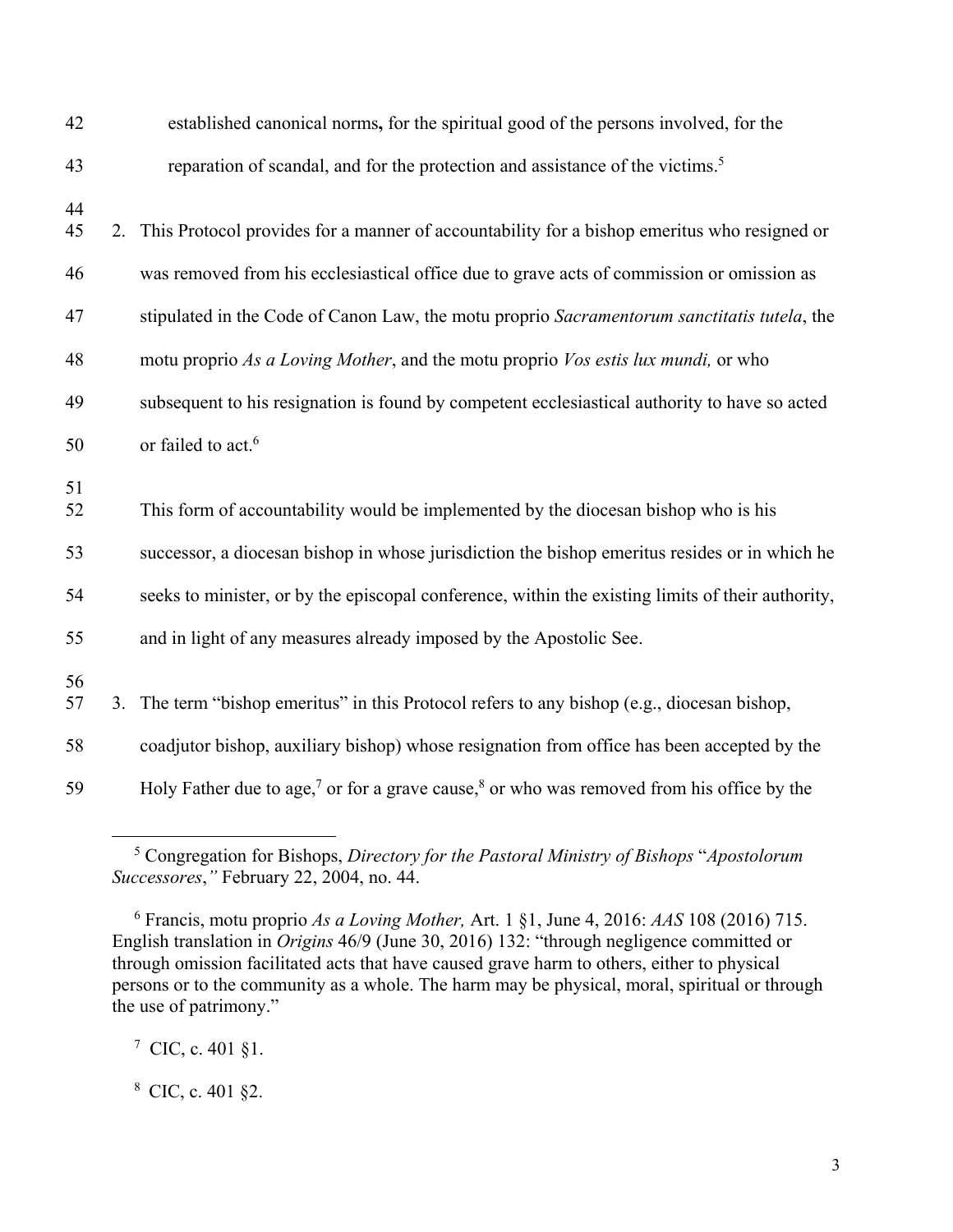established canonical norms**,** for the spiritual good of the persons involved, for the reparation of scandal, and for the protection and assistance of the victims.[5]

2. This Protocol provides for a manner of accountability for a bishop emeritus who resigned or was removed from his ecclesiastical office due to grave acts of commission or omission as stipulated in the Code of Canon Law, the motu proprio *Sacramentorum sanctitatis tutela*, the motu proprio *As a Loving Mother*, and the motu proprio *Vos estis lux mundi,* or who subsequent to his resignation is found by competent ecclesiastical authority to have so acted or failed to act.[6]

   This form of accountability would be implemented by the diocesan bishop who is his successor, a diocesan bishop in whose jurisdiction the bishop emeritus resides or in which he seeks to minister, or by the episcopal conference, within the existing limits of their authority, and in light of any measures already imposed by the Apostolic See.

3. The term "bishop emeritus" in this Protocol refers to any bishop (e.g., diocesan bishop, coadjutor bishop, auxiliary bishop) whose resignation from office has been accepted by the Holy Father due to age,[7] or for a grave cause,[8] or who was removed from his office by the

---

[5] Congregation for Bishops, *Directory for the Pastoral Ministry of Bishops* "*Apostolorum Successores*,*"* February 22, 2004, no. 44.

[6] Francis, motu proprio *As a Loving Mother,* Art. 1 §1, June 4, 2016: *AAS* 108 (2016) 715. English translation in *Origins* 46/9 (June 30, 2016) 132: "through negligence committed or through omission facilitated acts that have caused grave harm to others, either to physical persons or to the community as a whole. The harm may be physical, moral, spiritual or through the use of patrimony."

[7] CIC, c. 401 §1.

[8] CIC, c. 401 §2.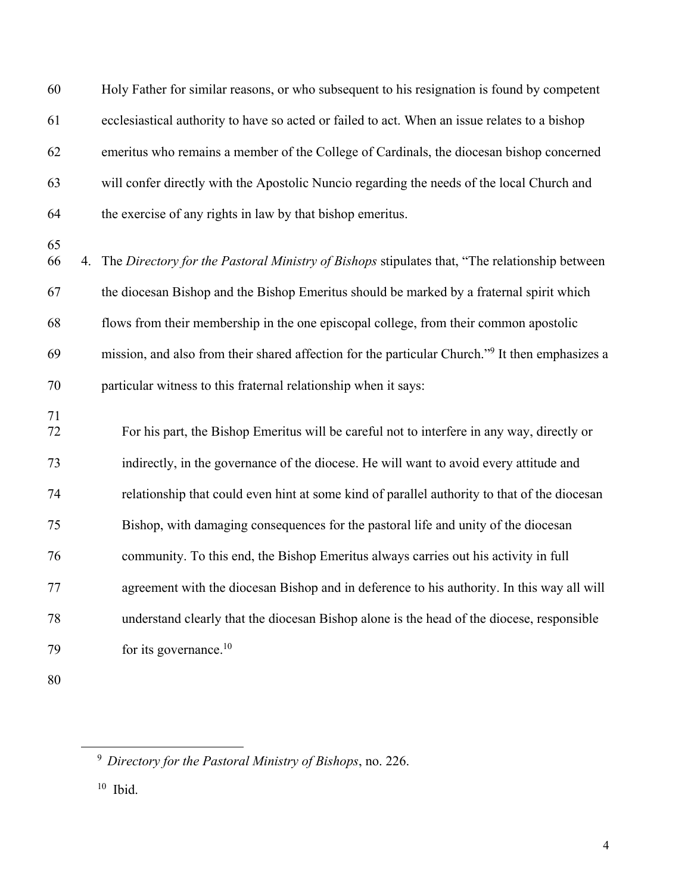Holy Father for similar reasons, or who subsequent to his resignation is found by competent ecclesiastical authority to have so acted or failed to act. When an issue relates to a bishop emeritus who remains a member of the College of Cardinals, the diocesan bishop concerned will confer directly with the Apostolic Nuncio regarding the needs of the local Church and the exercise of any rights in law by that bishop emeritus.

4. The *Directory for the Pastoral Ministry of Bishops* stipulates that, "The relationship between the diocesan Bishop and the Bishop Emeritus should be marked by a fraternal spirit which flows from their membership in the one episcopal college, from their common apostolic mission, and also from their shared affection for the particular Church."[9] It then emphasizes a particular witness to this fraternal relationship when it says:

> For his part, the Bishop Emeritus will be careful not to interfere in any way, directly or indirectly, in the governance of the diocese. He will want to avoid every attitude and relationship that could even hint at some kind of parallel authority to that of the diocesan Bishop, with damaging consequences for the pastoral life and unity of the diocesan community. To this end, the Bishop Emeritus always carries out his activity in full agreement with the diocesan Bishop and in deference to his authority. In this way all will understand clearly that the diocesan Bishop alone is the head of the diocese, responsible for its governance.[10]

---

[9] *Directory for the Pastoral Ministry of Bishops*, no. 226.

[10] Ibid.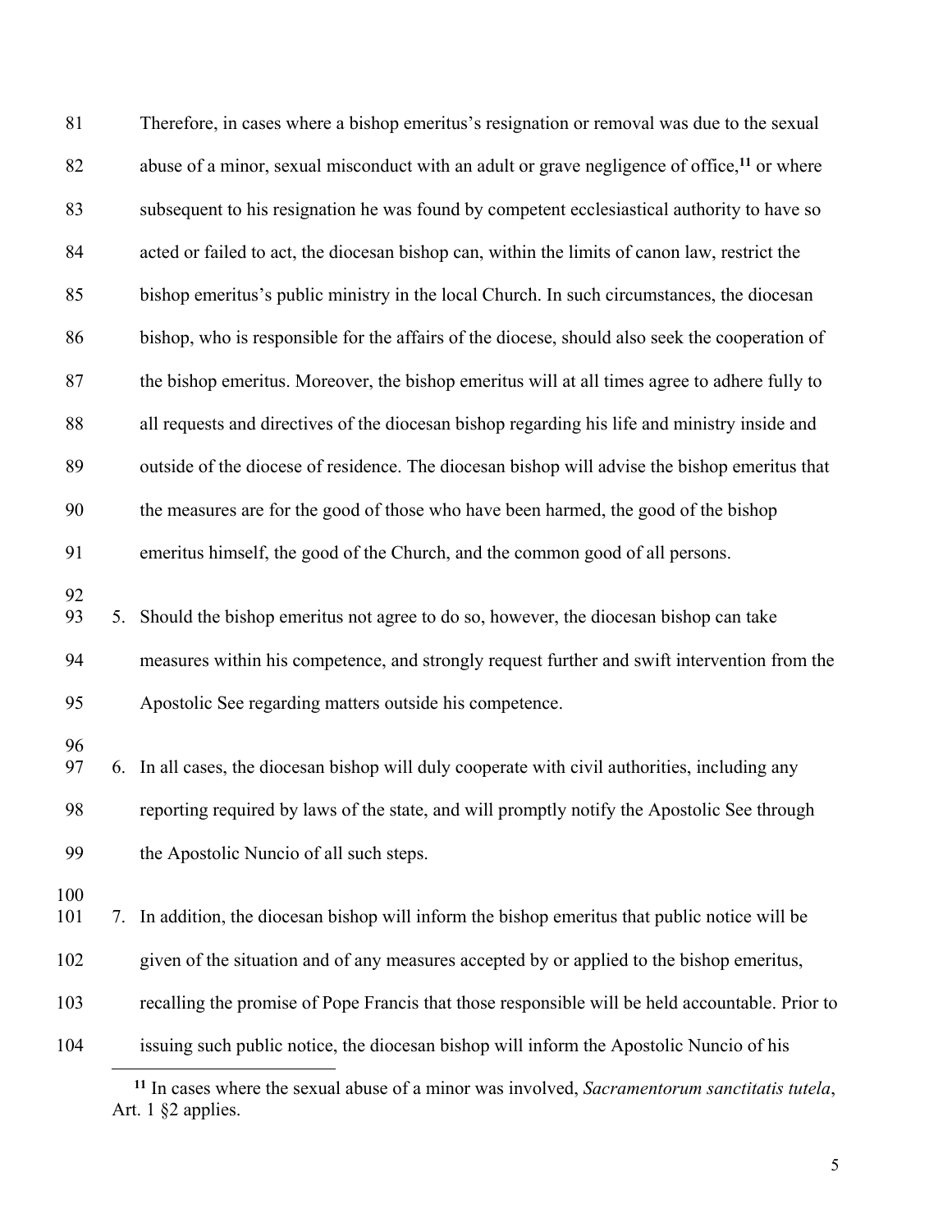Therefore, in cases where a bishop emeritus's resignation or removal was due to the sexual abuse of a minor, sexual misconduct with an adult or grave negligence of office,[11] or where subsequent to his resignation he was found by competent ecclesiastical authority to have so acted or failed to act, the diocesan bishop can, within the limits of canon law, restrict the bishop emeritus's public ministry in the local Church. In such circumstances, the diocesan bishop, who is responsible for the affairs of the diocese, should also seek the cooperation of the bishop emeritus. Moreover, the bishop emeritus will at all times agree to adhere fully to all requests and directives of the diocesan bishop regarding his life and ministry inside and outside of the diocese of residence. The diocesan bishop will advise the bishop emeritus that the measures are for the good of those who have been harmed, the good of the bishop emeritus himself, the good of the Church, and the common good of all persons.

5. Should the bishop emeritus not agree to do so, however, the diocesan bishop can take measures within his competence, and strongly request further and swift intervention from the Apostolic See regarding matters outside his competence.

6. In all cases, the diocesan bishop will duly cooperate with civil authorities, including any reporting required by laws of the state, and will promptly notify the Apostolic See through the Apostolic Nuncio of all such steps.

7. In addition, the diocesan bishop will inform the bishop emeritus that public notice will be given of the situation and of any measures accepted by or applied to the bishop emeritus, recalling the promise of Pope Francis that those responsible will be held accountable. Prior to issuing such public notice, the diocesan bishop will inform the Apostolic Nuncio of his

[11] In cases where the sexual abuse of a minor was involved, *Sacramentorum sanctitatis tutela*, Art. 1 §2 applies.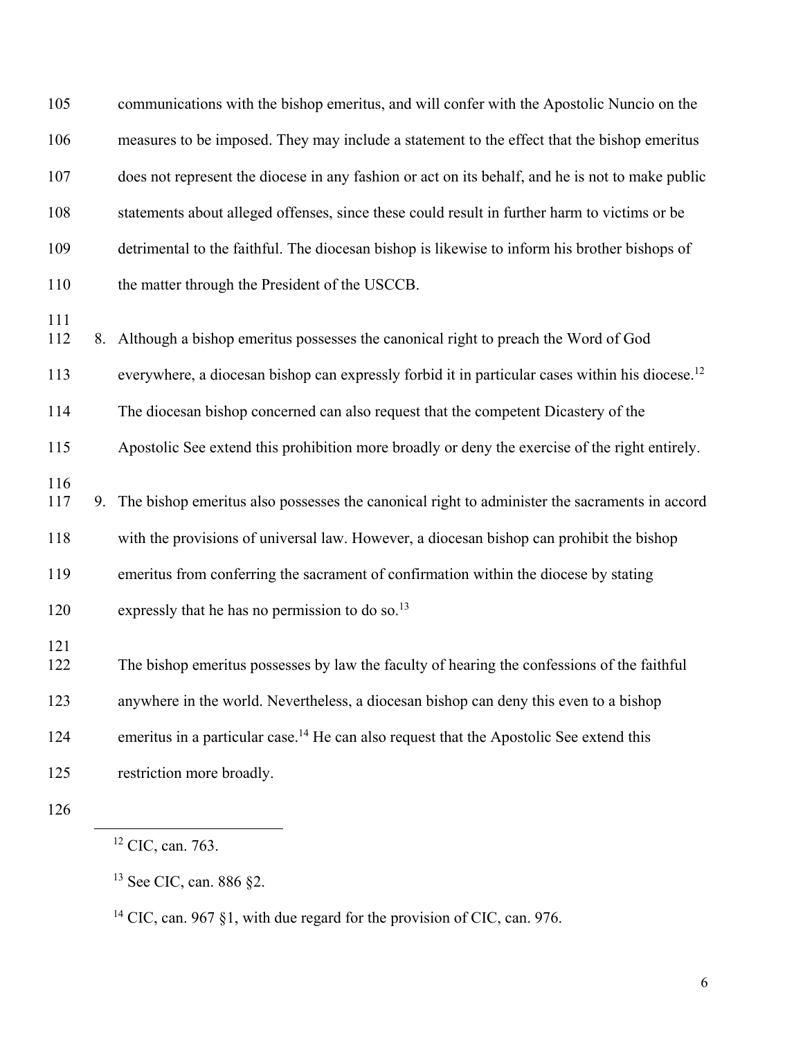communications with the bishop emeritus, and will confer with the Apostolic Nuncio on the measures to be imposed. They may include a statement to the effect that the bishop emeritus does not represent the diocese in any fashion or act on its behalf, and he is not to make public statements about alleged offenses, since these could result in further harm to victims or be detrimental to the faithful. The diocesan bishop is likewise to inform his brother bishops of the matter through the President of the USCCB.

8. Although a bishop emeritus possesses the canonical right to preach the Word of God everywhere, a diocesan bishop can expressly forbid it in particular cases within his diocese.[12] The diocesan bishop concerned can also request that the competent Dicastery of the Apostolic See extend this prohibition more broadly or deny the exercise of the right entirely.

9. The bishop emeritus also possesses the canonical right to administer the sacraments in accord with the provisions of universal law. However, a diocesan bishop can prohibit the bishop emeritus from conferring the sacrament of confirmation within the diocese by stating expressly that he has no permission to do so.[13]

   The bishop emeritus possesses by law the faculty of hearing the confessions of the faithful anywhere in the world. Nevertheless, a diocesan bishop can deny this even to a bishop emeritus in a particular case.[14] He can also request that the Apostolic See extend this restriction more broadly.

---

[12] CIC, can. 763.

[13] See CIC, can. 886 §2.

[14] CIC, can. 967 §1, with due regard for the provision of CIC, can. 976.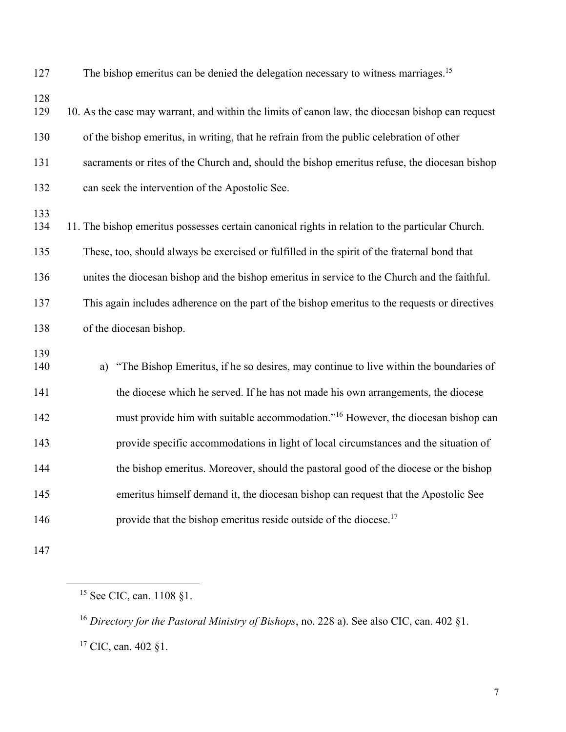The bishop emeritus can be denied the delegation necessary to witness marriages.[15]

10. As the case may warrant, and within the limits of canon law, the diocesan bishop can request of the bishop emeritus, in writing, that he refrain from the public celebration of other sacraments or rites of the Church and, should the bishop emeritus refuse, the diocesan bishop can seek the intervention of the Apostolic See.

11. The bishop emeritus possesses certain canonical rights in relation to the particular Church. These, too, should always be exercised or fulfilled in the spirit of the fraternal bond that unites the diocesan bishop and the bishop emeritus in service to the Church and the faithful. This again includes adherence on the part of the bishop emeritus to the requests or directives of the diocesan bishop.

    a) "The Bishop Emeritus, if he so desires, may continue to live within the boundaries of the diocese which he served. If he has not made his own arrangements, the diocese must provide him with suitable accommodation."[16] However, the diocesan bishop can provide specific accommodations in light of local circumstances and the situation of the bishop emeritus. Moreover, should the pastoral good of the diocese or the bishop emeritus himself demand it, the diocesan bishop can request that the Apostolic See provide that the bishop emeritus reside outside of the diocese.[17]

---

[15] See CIC, can. 1108 §1.

[16] *Directory for the Pastoral Ministry of Bishops*, no. 228 a). See also CIC, can. 402 §1.

[17] CIC, can. 402 §1.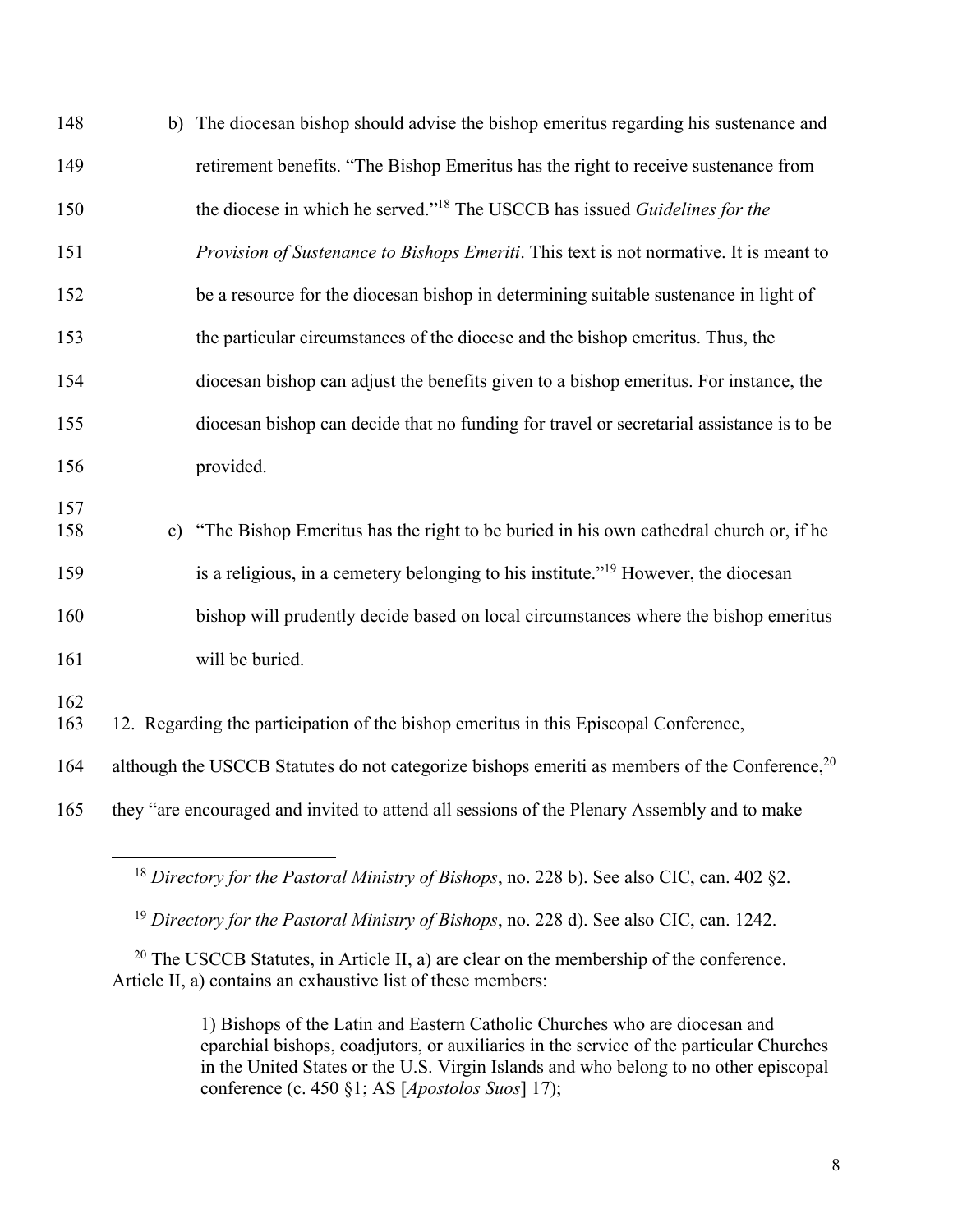b) The diocesan bishop should advise the bishop emeritus regarding his sustenance and retirement benefits. "The Bishop Emeritus has the right to receive sustenance from the diocese in which he served."[18] The USCCB has issued *Guidelines for the Provision of Sustenance to Bishops Emeriti*. This text is not normative. It is meant to be a resource for the diocesan bishop in determining suitable sustenance in light of the particular circumstances of the diocese and the bishop emeritus. Thus, the diocesan bishop can adjust the benefits given to a bishop emeritus. For instance, the diocesan bishop can decide that no funding for travel or secretarial assistance is to be provided.

c) "The Bishop Emeritus has the right to be buried in his own cathedral church or, if he is a religious, in a cemetery belonging to his institute."[19] However, the diocesan bishop will prudently decide based on local circumstances where the bishop emeritus will be buried.

12. Regarding the participation of the bishop emeritus in this Episcopal Conference, although the USCCB Statutes do not categorize bishops emeriti as members of the Conference,[20] they "are encouraged and invited to attend all sessions of the Plenary Assembly and to make

---

[18] *Directory for the Pastoral Ministry of Bishops*, no. 228 b). See also CIC, can. 402 §2.

[19] *Directory for the Pastoral Ministry of Bishops*, no. 228 d). See also CIC, can. 1242.

[20] The USCCB Statutes, in Article II, a) are clear on the membership of the conference. Article II, a) contains an exhaustive list of these members:

> 1) Bishops of the Latin and Eastern Catholic Churches who are diocesan and eparchial bishops, coadjutors, or auxiliaries in the service of the particular Churches in the United States or the U.S. Virgin Islands and who belong to no other episcopal conference (c. 450 §1; AS [*Apostolos Suos*] 17);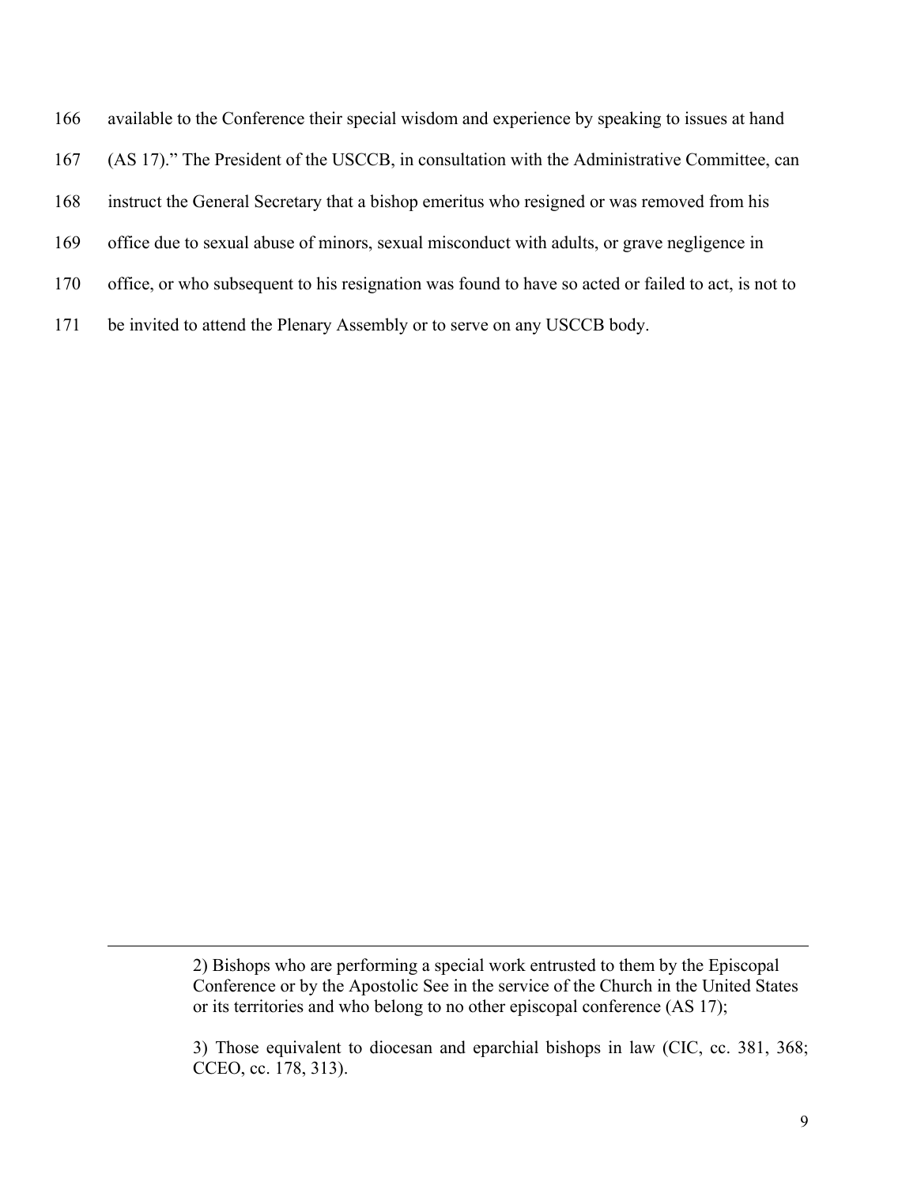available to the Conference their special wisdom and experience by speaking to issues at hand (AS 17)." The President of the USCCB, in consultation with the Administrative Committee, can instruct the General Secretary that a bishop emeritus who resigned or was removed from his office due to sexual abuse of minors, sexual misconduct with adults, or grave negligence in office, or who subsequent to his resignation was found to have so acted or failed to act, is not to be invited to attend the Plenary Assembly or to serve on any USCCB body.

---

2) Bishops who are performing a special work entrusted to them by the Episcopal Conference or by the Apostolic See in the service of the Church in the United States or its territories and who belong to no other episcopal conference (AS 17);

3) Those equivalent to diocesan and eparchial bishops in law (CIC, cc. 381, 368; CCEO, cc. 178, 313).